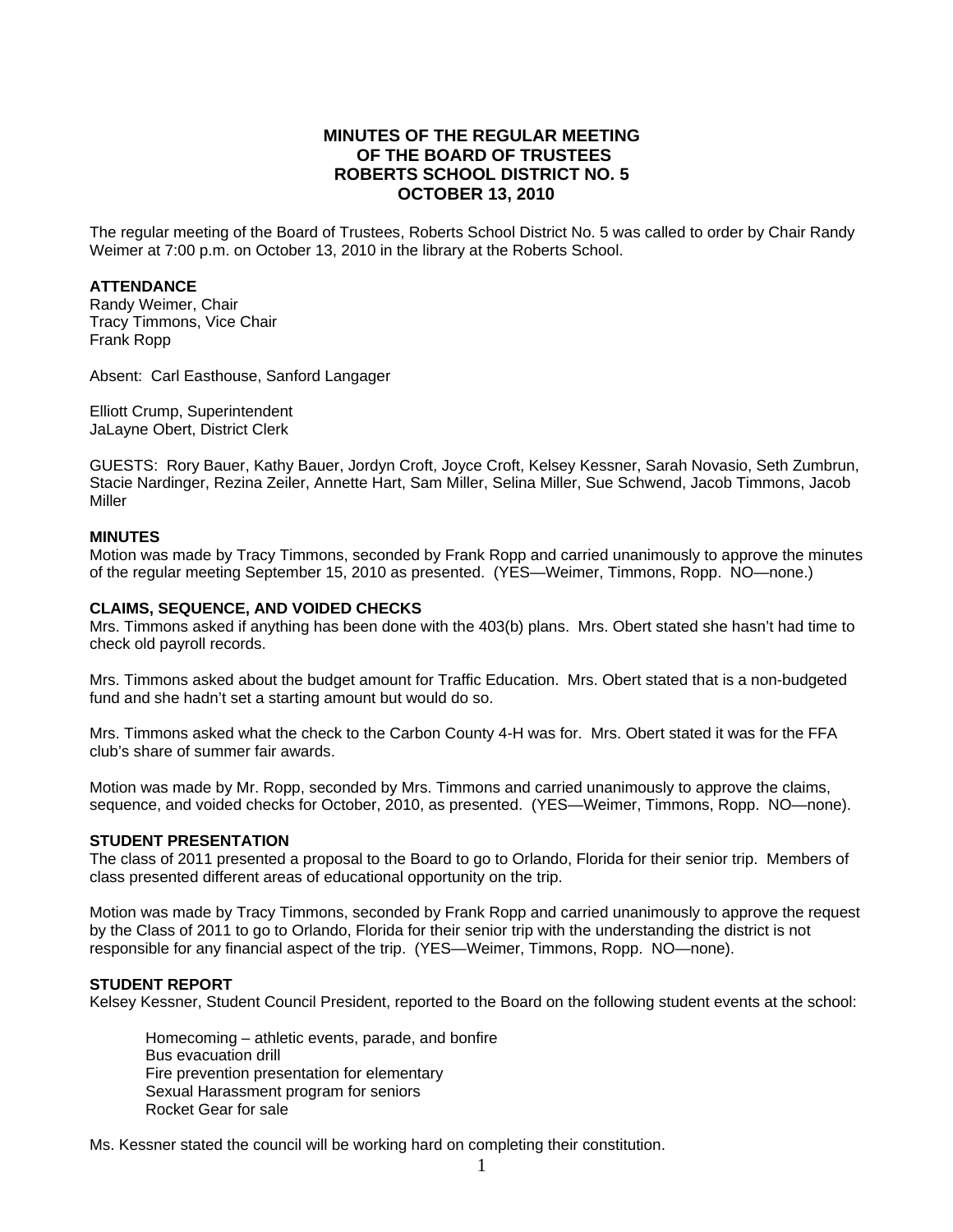# MINUTES OF THE REGULAR MEETING OF THE BOARD OF TRUSTEES ROBERTS SCHOOL DISTRICT NO. 5 OCTOBER 13, 2010

The regular meeting of the Board of Trustees, Roberts School District No. 5 was called to order by Chair Randy Weimer at 7:00 p.m. on October 13, 2010 in the library at the Roberts School.

**ATTENDANCE**

Randy Weimer, Chair
Tracy Timmons, Vice Chair
Frank Ropp

Absent: Carl Easthouse, Sanford Langager

Elliott Crump, Superintendent
JaLayne Obert, District Clerk

GUESTS: Rory Bauer, Kathy Bauer, Jordyn Croft, Joyce Croft, Kelsey Kessner, Sarah Novasio, Seth Zumbrun, Stacie Nardinger, Rezina Zeiler, Annette Hart, Sam Miller, Selina Miller, Sue Schwend, Jacob Timmons, Jacob Miller

**MINUTES**

Motion was made by Tracy Timmons, seconded by Frank Ropp and carried unanimously to approve the minutes of the regular meeting September 15, 2010 as presented. (YES—Weimer, Timmons, Ropp. NO—none.)

**CLAIMS, SEQUENCE, AND VOIDED CHECKS**

Mrs. Timmons asked if anything has been done with the 403(b) plans. Mrs. Obert stated she hasn't had time to check old payroll records.

Mrs. Timmons asked about the budget amount for Traffic Education. Mrs. Obert stated that is a non-budgeted fund and she hadn't set a starting amount but would do so.

Mrs. Timmons asked what the check to the Carbon County 4-H was for. Mrs. Obert stated it was for the FFA club's share of summer fair awards.

Motion was made by Mr. Ropp, seconded by Mrs. Timmons and carried unanimously to approve the claims, sequence, and voided checks for October, 2010, as presented. (YES—Weimer, Timmons, Ropp. NO—none).

**STUDENT PRESENTATION**

The class of 2011 presented a proposal to the Board to go to Orlando, Florida for their senior trip. Members of class presented different areas of educational opportunity on the trip.

Motion was made by Tracy Timmons, seconded by Frank Ropp and carried unanimously to approve the request by the Class of 2011 to go to Orlando, Florida for their senior trip with the understanding the district is not responsible for any financial aspect of the trip. (YES—Weimer, Timmons, Ropp. NO—none).

**STUDENT REPORT**

Kelsey Kessner, Student Council President, reported to the Board on the following student events at the school:

- Homecoming – athletic events, parade, and bonfire
- Bus evacuation drill
- Fire prevention presentation for elementary
- Sexual Harassment program for seniors
- Rocket Gear for sale

Ms. Kessner stated the council will be working hard on completing their constitution.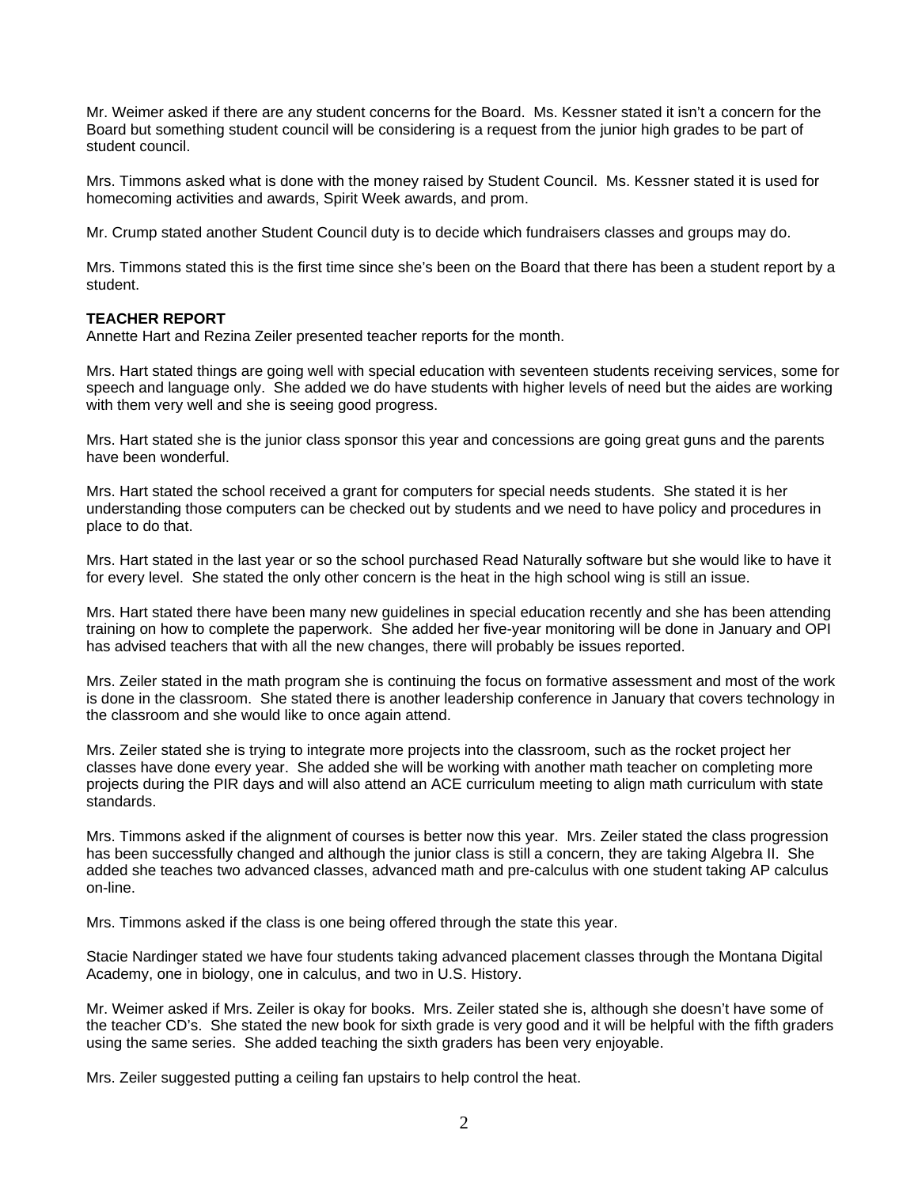Mr. Weimer asked if there are any student concerns for the Board. Ms. Kessner stated it isn't a concern for the Board but something student council will be considering is a request from the junior high grades to be part of student council.

Mrs. Timmons asked what is done with the money raised by Student Council. Ms. Kessner stated it is used for homecoming activities and awards, Spirit Week awards, and prom.

Mr. Crump stated another Student Council duty is to decide which fundraisers classes and groups may do.

Mrs. Timmons stated this is the first time since she's been on the Board that there has been a student report by a student.

**TEACHER REPORT**

Annette Hart and Rezina Zeiler presented teacher reports for the month.

Mrs. Hart stated things are going well with special education with seventeen students receiving services, some for speech and language only. She added we do have students with higher levels of need but the aides are working with them very well and she is seeing good progress.

Mrs. Hart stated she is the junior class sponsor this year and concessions are going great guns and the parents have been wonderful.

Mrs. Hart stated the school received a grant for computers for special needs students. She stated it is her understanding those computers can be checked out by students and we need to have policy and procedures in place to do that.

Mrs. Hart stated in the last year or so the school purchased Read Naturally software but she would like to have it for every level. She stated the only other concern is the heat in the high school wing is still an issue.

Mrs. Hart stated there have been many new guidelines in special education recently and she has been attending training on how to complete the paperwork. She added her five-year monitoring will be done in January and OPI has advised teachers that with all the new changes, there will probably be issues reported.

Mrs. Zeiler stated in the math program she is continuing the focus on formative assessment and most of the work is done in the classroom. She stated there is another leadership conference in January that covers technology in the classroom and she would like to once again attend.

Mrs. Zeiler stated she is trying to integrate more projects into the classroom, such as the rocket project her classes have done every year. She added she will be working with another math teacher on completing more projects during the PIR days and will also attend an ACE curriculum meeting to align math curriculum with state standards.

Mrs. Timmons asked if the alignment of courses is better now this year. Mrs. Zeiler stated the class progression has been successfully changed and although the junior class is still a concern, they are taking Algebra II. She added she teaches two advanced classes, advanced math and pre-calculus with one student taking AP calculus on-line.

Mrs. Timmons asked if the class is one being offered through the state this year.

Stacie Nardinger stated we have four students taking advanced placement classes through the Montana Digital Academy, one in biology, one in calculus, and two in U.S. History.

Mr. Weimer asked if Mrs. Zeiler is okay for books. Mrs. Zeiler stated she is, although she doesn't have some of the teacher CD's. She stated the new book for sixth grade is very good and it will be helpful with the fifth graders using the same series. She added teaching the sixth graders has been very enjoyable.

Mrs. Zeiler suggested putting a ceiling fan upstairs to help control the heat.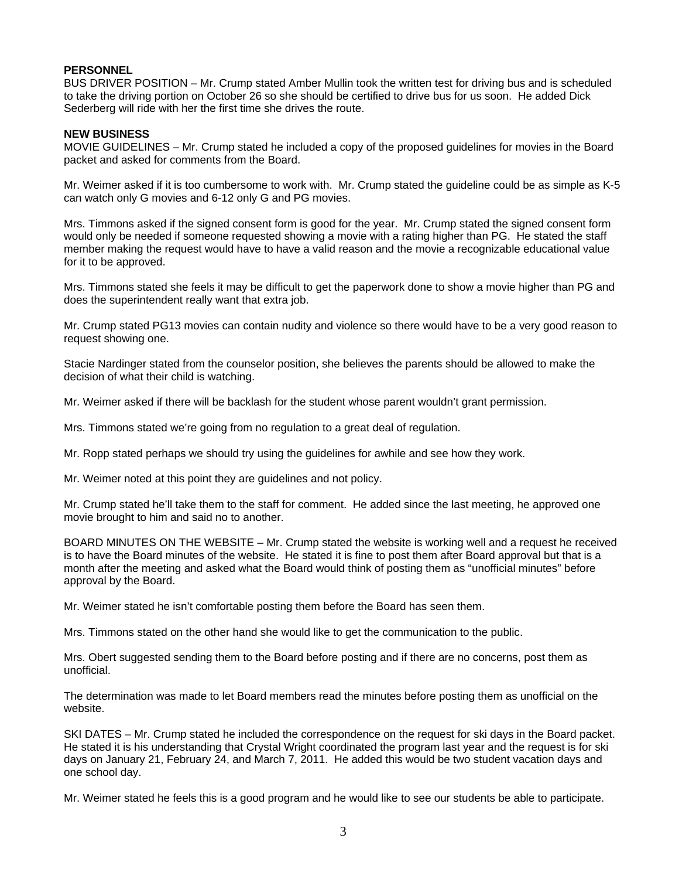**PERSONNEL**

BUS DRIVER POSITION – Mr. Crump stated Amber Mullin took the written test for driving bus and is scheduled to take the driving portion on October 26 so she should be certified to drive bus for us soon. He added Dick Sederberg will ride with her the first time she drives the route.

**NEW BUSINESS**

MOVIE GUIDELINES – Mr. Crump stated he included a copy of the proposed guidelines for movies in the Board packet and asked for comments from the Board.

Mr. Weimer asked if it is too cumbersome to work with. Mr. Crump stated the guideline could be as simple as K-5 can watch only G movies and 6-12 only G and PG movies.

Mrs. Timmons asked if the signed consent form is good for the year. Mr. Crump stated the signed consent form would only be needed if someone requested showing a movie with a rating higher than PG. He stated the staff member making the request would have to have a valid reason and the movie a recognizable educational value for it to be approved.

Mrs. Timmons stated she feels it may be difficult to get the paperwork done to show a movie higher than PG and does the superintendent really want that extra job.

Mr. Crump stated PG13 movies can contain nudity and violence so there would have to be a very good reason to request showing one.

Stacie Nardinger stated from the counselor position, she believes the parents should be allowed to make the decision of what their child is watching.

Mr. Weimer asked if there will be backlash for the student whose parent wouldn't grant permission.

Mrs. Timmons stated we're going from no regulation to a great deal of regulation.

Mr. Ropp stated perhaps we should try using the guidelines for awhile and see how they work.

Mr. Weimer noted at this point they are guidelines and not policy.

Mr. Crump stated he'll take them to the staff for comment. He added since the last meeting, he approved one movie brought to him and said no to another.

BOARD MINUTES ON THE WEBSITE – Mr. Crump stated the website is working well and a request he received is to have the Board minutes of the website. He stated it is fine to post them after Board approval but that is a month after the meeting and asked what the Board would think of posting them as "unofficial minutes" before approval by the Board.

Mr. Weimer stated he isn't comfortable posting them before the Board has seen them.

Mrs. Timmons stated on the other hand she would like to get the communication to the public.

Mrs. Obert suggested sending them to the Board before posting and if there are no concerns, post them as unofficial.

The determination was made to let Board members read the minutes before posting them as unofficial on the website.

SKI DATES – Mr. Crump stated he included the correspondence on the request for ski days in the Board packet. He stated it is his understanding that Crystal Wright coordinated the program last year and the request is for ski days on January 21, February 24, and March 7, 2011. He added this would be two student vacation days and one school day.

Mr. Weimer stated he feels this is a good program and he would like to see our students be able to participate.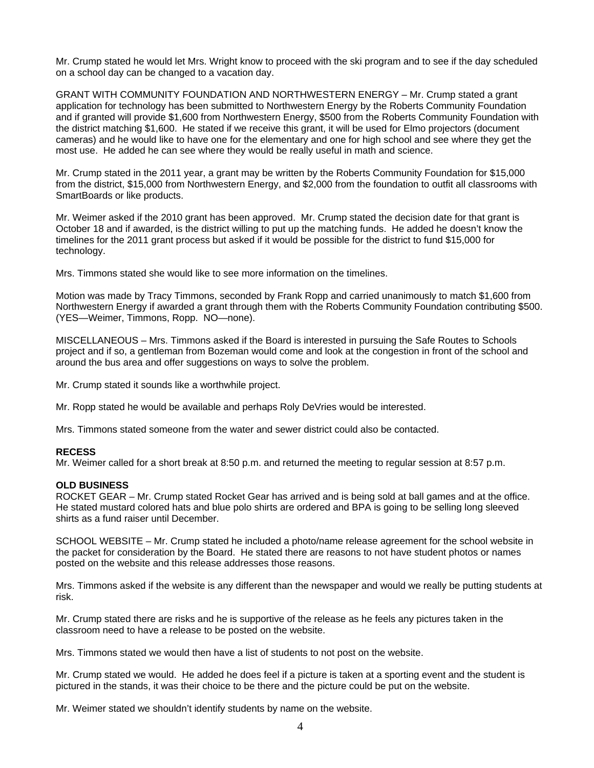Mr. Crump stated he would let Mrs. Wright know to proceed with the ski program and to see if the day scheduled on a school day can be changed to a vacation day.

GRANT WITH COMMUNITY FOUNDATION AND NORTHWESTERN ENERGY – Mr. Crump stated a grant application for technology has been submitted to Northwestern Energy by the Roberts Community Foundation and if granted will provide $1,600 from Northwestern Energy, $500 from the Roberts Community Foundation with the district matching $1,600. He stated if we receive this grant, it will be used for Elmo projectors (document cameras) and he would like to have one for the elementary and one for high school and see where they get the most use. He added he can see where they would be really useful in math and science.

Mr. Crump stated in the 2011 year, a grant may be written by the Roberts Community Foundation for $15,000 from the district, $15,000 from Northwestern Energy, and $2,000 from the foundation to outfit all classrooms with SmartBoards or like products.

Mr. Weimer asked if the 2010 grant has been approved. Mr. Crump stated the decision date for that grant is October 18 and if awarded, is the district willing to put up the matching funds. He added he doesn't know the timelines for the 2011 grant process but asked if it would be possible for the district to fund $15,000 for technology.

Mrs. Timmons stated she would like to see more information on the timelines.

Motion was made by Tracy Timmons, seconded by Frank Ropp and carried unanimously to match $1,600 from Northwestern Energy if awarded a grant through them with the Roberts Community Foundation contributing $500. (YES—Weimer, Timmons, Ropp. NO—none).

MISCELLANEOUS – Mrs. Timmons asked if the Board is interested in pursuing the Safe Routes to Schools project and if so, a gentleman from Bozeman would come and look at the congestion in front of the school and around the bus area and offer suggestions on ways to solve the problem.

Mr. Crump stated it sounds like a worthwhile project.

Mr. Ropp stated he would be available and perhaps Roly DeVries would be interested.

Mrs. Timmons stated someone from the water and sewer district could also be contacted.

**RECESS**

Mr. Weimer called for a short break at 8:50 p.m. and returned the meeting to regular session at 8:57 p.m.

**OLD BUSINESS**

ROCKET GEAR – Mr. Crump stated Rocket Gear has arrived and is being sold at ball games and at the office. He stated mustard colored hats and blue polo shirts are ordered and BPA is going to be selling long sleeved shirts as a fund raiser until December.

SCHOOL WEBSITE – Mr. Crump stated he included a photo/name release agreement for the school website in the packet for consideration by the Board. He stated there are reasons to not have student photos or names posted on the website and this release addresses those reasons.

Mrs. Timmons asked if the website is any different than the newspaper and would we really be putting students at risk.

Mr. Crump stated there are risks and he is supportive of the release as he feels any pictures taken in the classroom need to have a release to be posted on the website.

Mrs. Timmons stated we would then have a list of students to not post on the website.

Mr. Crump stated we would. He added he does feel if a picture is taken at a sporting event and the student is pictured in the stands, it was their choice to be there and the picture could be put on the website.

Mr. Weimer stated we shouldn't identify students by name on the website.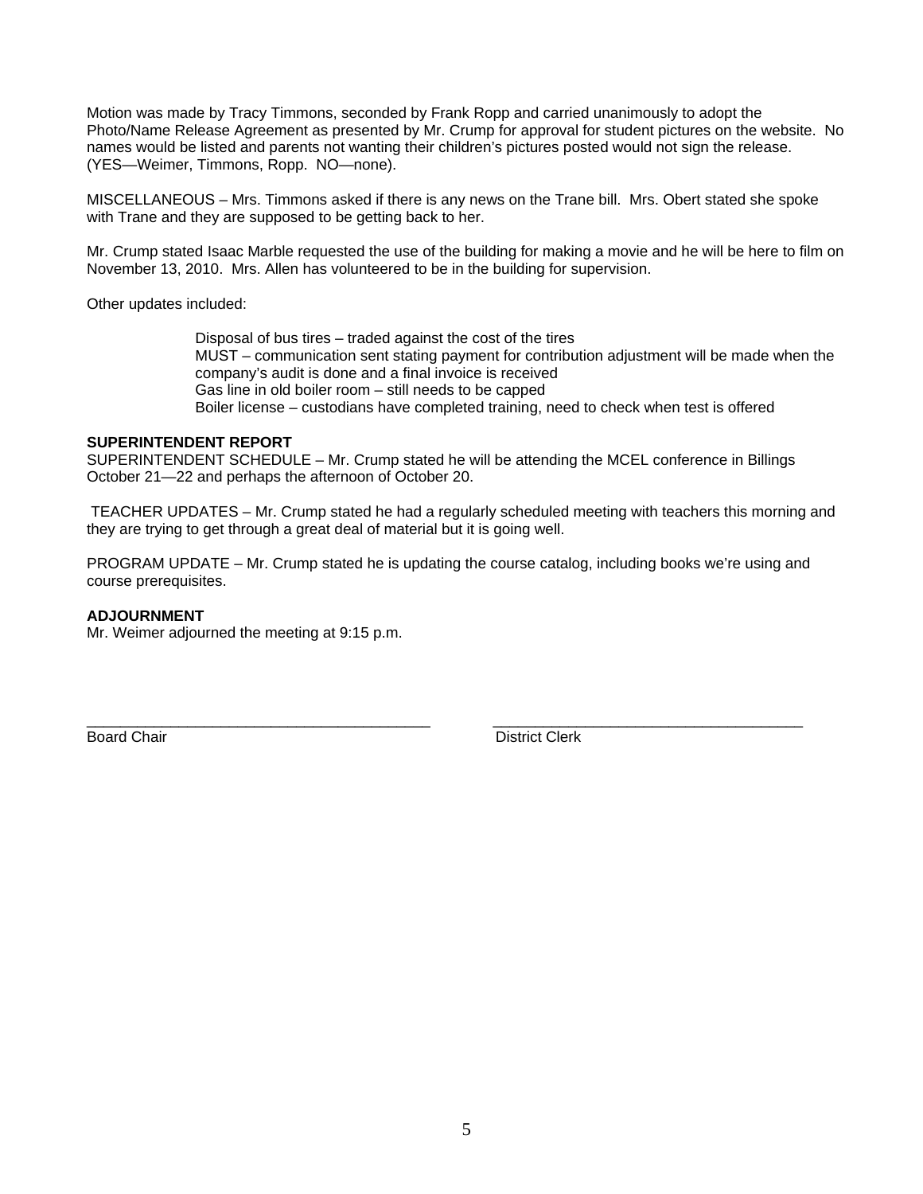Motion was made by Tracy Timmons, seconded by Frank Ropp and carried unanimously to adopt the Photo/Name Release Agreement as presented by Mr. Crump for approval for student pictures on the website. No names would be listed and parents not wanting their children's pictures posted would not sign the release. (YES—Weimer, Timmons, Ropp. NO—none).

MISCELLANEOUS – Mrs. Timmons asked if there is any news on the Trane bill. Mrs. Obert stated she spoke with Trane and they are supposed to be getting back to her.

Mr. Crump stated Isaac Marble requested the use of the building for making a movie and he will be here to film on November 13, 2010. Mrs. Allen has volunteered to be in the building for supervision.

Other updates included:

> Disposal of bus tires – traded against the cost of the tires
> MUST – communication sent stating payment for contribution adjustment will be made when the company's audit is done and a final invoice is received
> Gas line in old boiler room – still needs to be capped
> Boiler license – custodians have completed training, need to check when test is offered

**SUPERINTENDENT REPORT**

SUPERINTENDENT SCHEDULE – Mr. Crump stated he will be attending the MCEL conference in Billings October 21—22 and perhaps the afternoon of October 20.

TEACHER UPDATES – Mr. Crump stated he had a regularly scheduled meeting with teachers this morning and they are trying to get through a great deal of material but it is going well.

PROGRAM UPDATE – Mr. Crump stated he is updating the course catalog, including books we're using and course prerequisites.

**ADJOURNMENT**

Mr. Weimer adjourned the meeting at 9:15 p.m.

\_\_\_\_\_\_\_\_\_\_\_\_\_\_\_\_\_\_\_\_\_\_\_\_\_\_\_\_\_\_\_\_\_\_\_\_\_\_\_\_ \_\_\_\_\_\_\_\_\_\_\_\_\_\_\_\_\_\_\_\_\_\_\_\_\_\_\_\_\_\_\_\_\_\_\_\_\_\_\_\_

Board Chair District Clerk